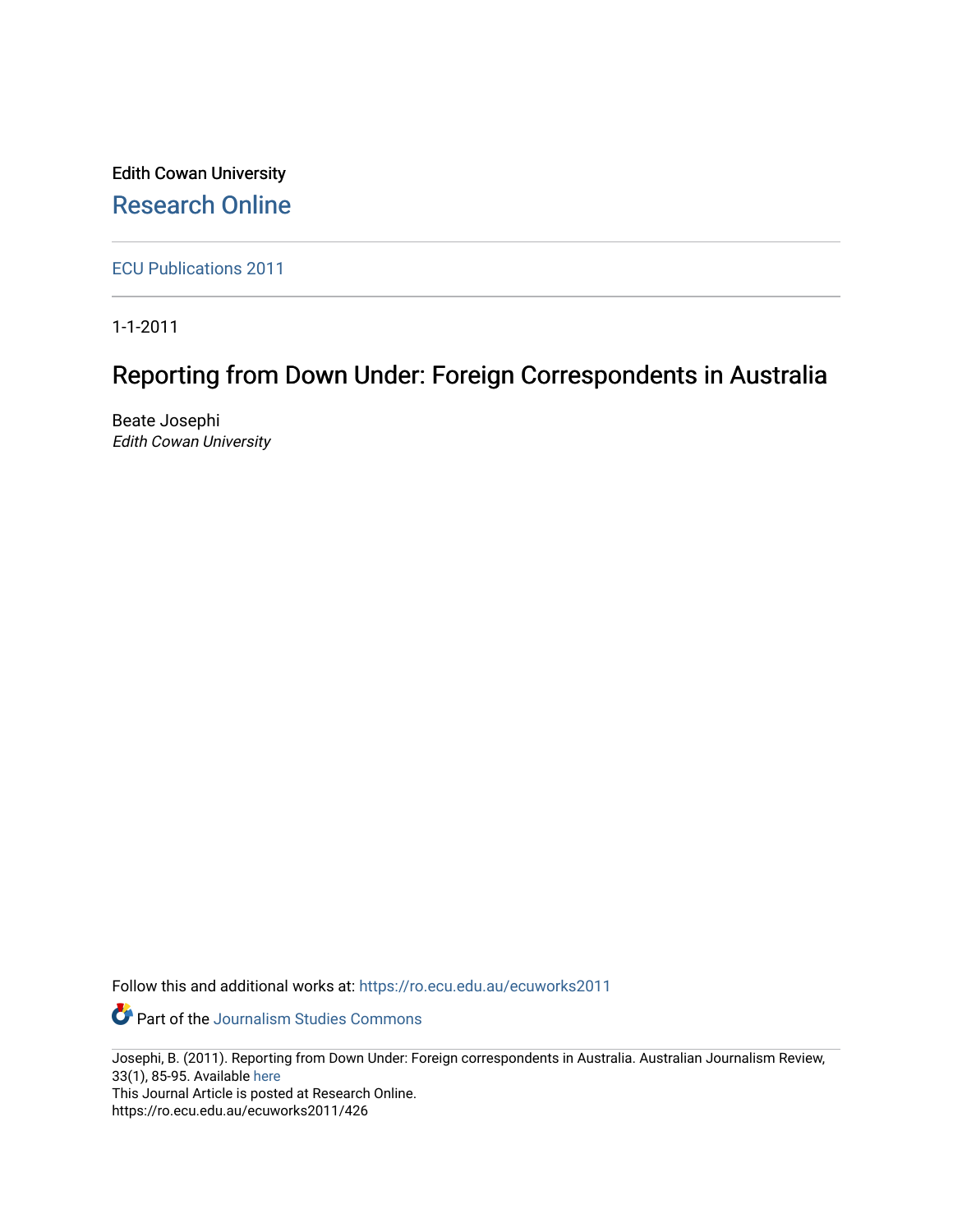Edith Cowan University

Research Online

ECU Publications 2011

1-1-2011

# Reporting from Down Under: Foreign Correspondents in Australia

Beate Josephi
*Edith Cowan University*

Follow this and additional works at: https://ro.ecu.edu.au/ecuworks2011

Part of the Journalism Studies Commons

Josephi, B. (2011). Reporting from Down Under: Foreign correspondents in Australia. Australian Journalism Review, 33(1), 85-95. Available here
This Journal Article is posted at Research Online.
https://ro.ecu.edu.au/ecuworks2011/426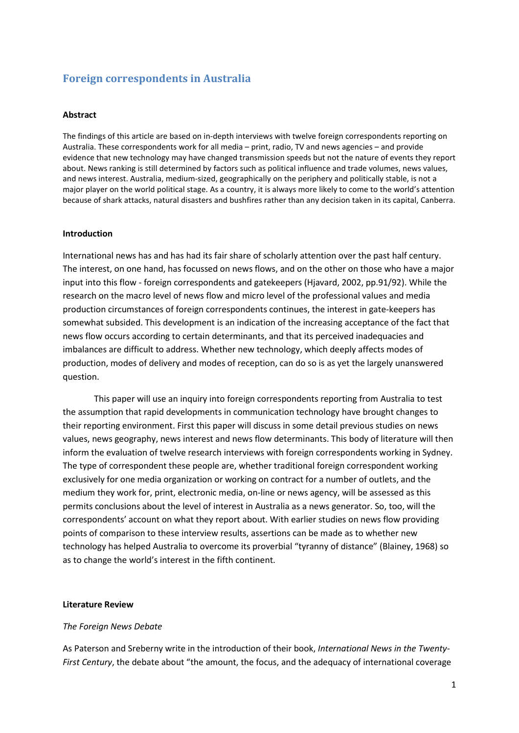## Foreign correspondents in Australia

### Abstract

The findings of this article are based on in-depth interviews with twelve foreign correspondents reporting on Australia. These correspondents work for all media – print, radio, TV and news agencies – and provide evidence that new technology may have changed transmission speeds but not the nature of events they report about. News ranking is still determined by factors such as political influence and trade volumes, news values, and news interest. Australia, medium-sized, geographically on the periphery and politically stable, is not a major player on the world political stage. As a country, it is always more likely to come to the world's attention because of shark attacks, natural disasters and bushfires rather than any decision taken in its capital, Canberra.

### Introduction

International news has and has had its fair share of scholarly attention over the past half century. The interest, on one hand, has focussed on news flows, and on the other on those who have a major input into this flow - foreign correspondents and gatekeepers (Hjavard, 2002, pp.91/92). While the research on the macro level of news flow and micro level of the professional values and media production circumstances of foreign correspondents continues, the interest in gate-keepers has somewhat subsided. This development is an indication of the increasing acceptance of the fact that news flow occurs according to certain determinants, and that its perceived inadequacies and imbalances are difficult to address. Whether new technology, which deeply affects modes of production, modes of delivery and modes of reception, can do so is as yet the largely unanswered question.

This paper will use an inquiry into foreign correspondents reporting from Australia to test the assumption that rapid developments in communication technology have brought changes to their reporting environment. First this paper will discuss in some detail previous studies on news values, news geography, news interest and news flow determinants. This body of literature will then inform the evaluation of twelve research interviews with foreign correspondents working in Sydney. The type of correspondent these people are, whether traditional foreign correspondent working exclusively for one media organization or working on contract for a number of outlets, and the medium they work for, print, electronic media, on-line or news agency, will be assessed as this permits conclusions about the level of interest in Australia as a news generator. So, too, will the correspondents' account on what they report about. With earlier studies on news flow providing points of comparison to these interview results, assertions can be made as to whether new technology has helped Australia to overcome its proverbial "tyranny of distance" (Blainey, 1968) so as to change the world's interest in the fifth continent.

### Literature Review

#### *The Foreign News Debate*

As Paterson and Sreberny write in the introduction of their book, *International News in the Twenty-First Century*, the debate about "the amount, the focus, and the adequacy of international coverage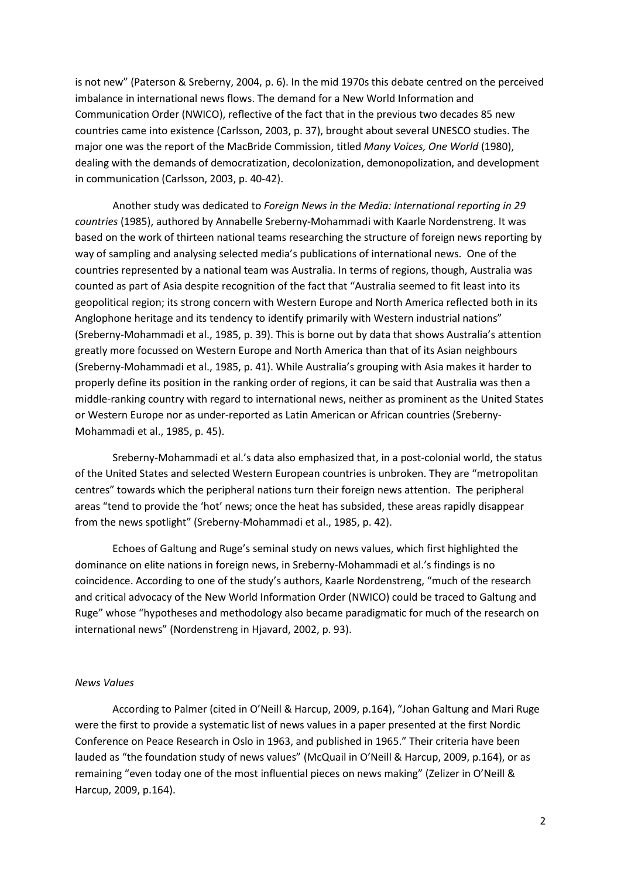is not new" (Paterson & Sreberny, 2004, p. 6). In the mid 1970s this debate centred on the perceived imbalance in international news flows. The demand for a New World Information and Communication Order (NWICO), reflective of the fact that in the previous two decades 85 new countries came into existence (Carlsson, 2003, p. 37), brought about several UNESCO studies. The major one was the report of the MacBride Commission, titled *Many Voices, One World* (1980), dealing with the demands of democratization, decolonization, demonopolization, and development in communication (Carlsson, 2003, p. 40-42).

Another study was dedicated to *Foreign News in the Media: International reporting in 29 countries* (1985), authored by Annabelle Sreberny-Mohammadi with Kaarle Nordenstreng. It was based on the work of thirteen national teams researching the structure of foreign news reporting by way of sampling and analysing selected media's publications of international news. One of the countries represented by a national team was Australia. In terms of regions, though, Australia was counted as part of Asia despite recognition of the fact that "Australia seemed to fit least into its geopolitical region; its strong concern with Western Europe and North America reflected both in its Anglophone heritage and its tendency to identify primarily with Western industrial nations" (Sreberny-Mohammadi et al., 1985, p. 39). This is borne out by data that shows Australia's attention greatly more focussed on Western Europe and North America than that of its Asian neighbours (Sreberny-Mohammadi et al., 1985, p. 41). While Australia's grouping with Asia makes it harder to properly define its position in the ranking order of regions, it can be said that Australia was then a middle-ranking country with regard to international news, neither as prominent as the United States or Western Europe nor as under-reported as Latin American or African countries (Sreberny-Mohammadi et al., 1985, p. 45).

Sreberny-Mohammadi et al.'s data also emphasized that, in a post-colonial world, the status of the United States and selected Western European countries is unbroken. They are "metropolitan centres" towards which the peripheral nations turn their foreign news attention. The peripheral areas "tend to provide the 'hot' news; once the heat has subsided, these areas rapidly disappear from the news spotlight" (Sreberny-Mohammadi et al., 1985, p. 42).

Echoes of Galtung and Ruge's seminal study on news values, which first highlighted the dominance on elite nations in foreign news, in Sreberny-Mohammadi et al.'s findings is no coincidence. According to one of the study's authors, Kaarle Nordenstreng, "much of the research and critical advocacy of the New World Information Order (NWICO) could be traced to Galtung and Ruge" whose "hypotheses and methodology also became paradigmatic for much of the research on international news" (Nordenstreng in Hjavard, 2002, p. 93).

*News Values*

According to Palmer (cited in O'Neill & Harcup, 2009, p.164), "Johan Galtung and Mari Ruge were the first to provide a systematic list of news values in a paper presented at the first Nordic Conference on Peace Research in Oslo in 1963, and published in 1965." Their criteria have been lauded as "the foundation study of news values" (McQuail in O'Neill & Harcup, 2009, p.164), or as remaining "even today one of the most influential pieces on news making" (Zelizer in O'Neill & Harcup, 2009, p.164).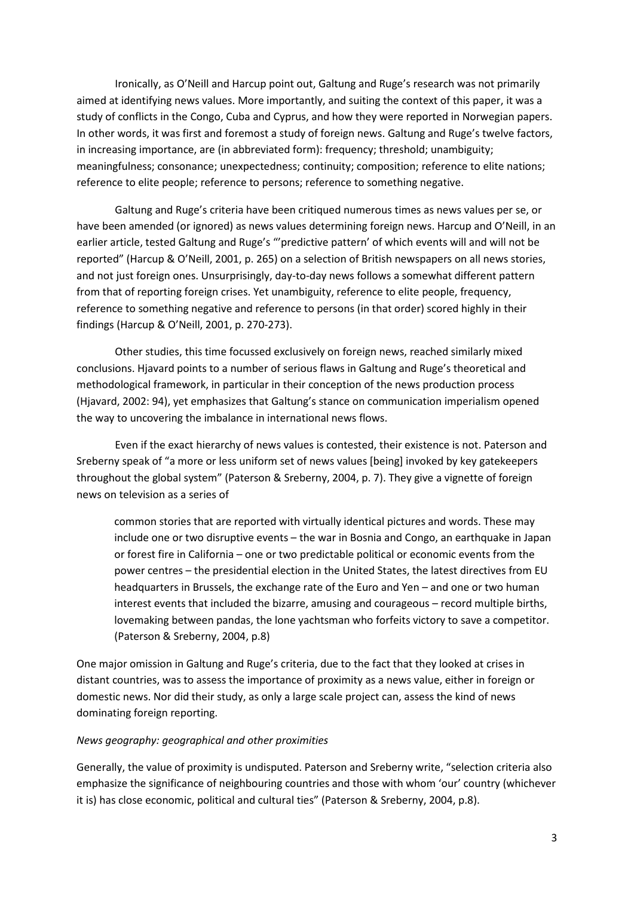Ironically, as O'Neill and Harcup point out, Galtung and Ruge's research was not primarily aimed at identifying news values. More importantly, and suiting the context of this paper, it was a study of conflicts in the Congo, Cuba and Cyprus, and how they were reported in Norwegian papers. In other words, it was first and foremost a study of foreign news. Galtung and Ruge's twelve factors, in increasing importance, are (in abbreviated form): frequency; threshold; unambiguity; meaningfulness; consonance; unexpectedness; continuity; composition; reference to elite nations; reference to elite people; reference to persons; reference to something negative.

Galtung and Ruge's criteria have been critiqued numerous times as news values per se, or have been amended (or ignored) as news values determining foreign news. Harcup and O'Neill, in an earlier article, tested Galtung and Ruge's "'predictive pattern' of which events will and will not be reported" (Harcup & O'Neill, 2001, p. 265) on a selection of British newspapers on all news stories, and not just foreign ones. Unsurprisingly, day-to-day news follows a somewhat different pattern from that of reporting foreign crises. Yet unambiguity, reference to elite people, frequency, reference to something negative and reference to persons (in that order) scored highly in their findings (Harcup & O'Neill, 2001, p. 270-273).

Other studies, this time focussed exclusively on foreign news, reached similarly mixed conclusions. Hjavard points to a number of serious flaws in Galtung and Ruge's theoretical and methodological framework, in particular in their conception of the news production process (Hjavard, 2002: 94), yet emphasizes that Galtung's stance on communication imperialism opened the way to uncovering the imbalance in international news flows.

Even if the exact hierarchy of news values is contested, their existence is not. Paterson and Sreberny speak of "a more or less uniform set of news values [being] invoked by key gatekeepers throughout the global system" (Paterson & Sreberny, 2004, p. 7). They give a vignette of foreign news on television as a series of

> common stories that are reported with virtually identical pictures and words. These may include one or two disruptive events – the war in Bosnia and Congo, an earthquake in Japan or forest fire in California – one or two predictable political or economic events from the power centres – the presidential election in the United States, the latest directives from EU headquarters in Brussels, the exchange rate of the Euro and Yen – and one or two human interest events that included the bizarre, amusing and courageous – record multiple births, lovemaking between pandas, the lone yachtsman who forfeits victory to save a competitor. (Paterson & Sreberny, 2004, p.8)

One major omission in Galtung and Ruge's criteria, due to the fact that they looked at crises in distant countries, was to assess the importance of proximity as a news value, either in foreign or domestic news. Nor did their study, as only a large scale project can, assess the kind of news dominating foreign reporting.

*News geography: geographical and other proximities*

Generally, the value of proximity is undisputed. Paterson and Sreberny write, "selection criteria also emphasize the significance of neighbouring countries and those with whom 'our' country (whichever it is) has close economic, political and cultural ties" (Paterson & Sreberny, 2004, p.8).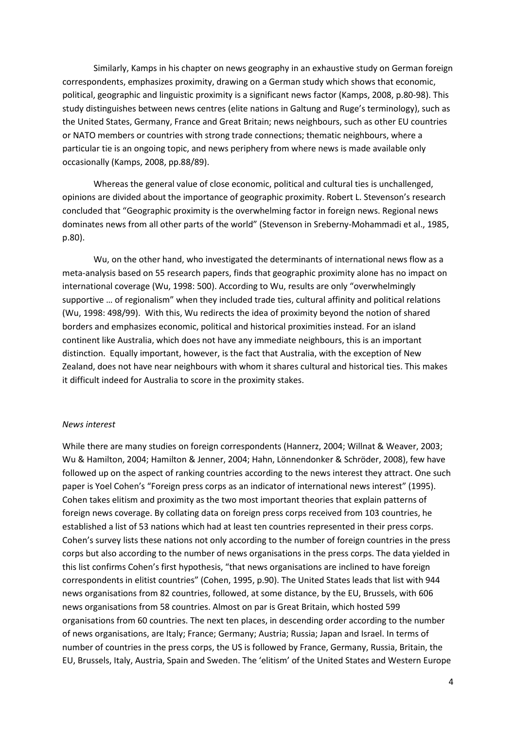Similarly, Kamps in his chapter on news geography in an exhaustive study on German foreign correspondents, emphasizes proximity, drawing on a German study which shows that economic, political, geographic and linguistic proximity is a significant news factor (Kamps, 2008, p.80-98). This study distinguishes between news centres (elite nations in Galtung and Ruge's terminology), such as the United States, Germany, France and Great Britain; news neighbours, such as other EU countries or NATO members or countries with strong trade connections; thematic neighbours, where a particular tie is an ongoing topic, and news periphery from where news is made available only occasionally (Kamps, 2008, pp.88/89).

Whereas the general value of close economic, political and cultural ties is unchallenged, opinions are divided about the importance of geographic proximity. Robert L. Stevenson's research concluded that "Geographic proximity is the overwhelming factor in foreign news. Regional news dominates news from all other parts of the world" (Stevenson in Sreberny-Mohammadi et al., 1985, p.80).

Wu, on the other hand, who investigated the determinants of international news flow as a meta-analysis based on 55 research papers, finds that geographic proximity alone has no impact on international coverage (Wu, 1998: 500). According to Wu, results are only "overwhelmingly supportive … of regionalism" when they included trade ties, cultural affinity and political relations (Wu, 1998: 498/99). With this, Wu redirects the idea of proximity beyond the notion of shared borders and emphasizes economic, political and historical proximities instead. For an island continent like Australia, which does not have any immediate neighbours, this is an important distinction. Equally important, however, is the fact that Australia, with the exception of New Zealand, does not have near neighbours with whom it shares cultural and historical ties. This makes it difficult indeed for Australia to score in the proximity stakes.

*News interest*

While there are many studies on foreign correspondents (Hannerz, 2004; Willnat & Weaver, 2003; Wu & Hamilton, 2004; Hamilton & Jenner, 2004; Hahn, Lönnendonker & Schröder, 2008), few have followed up on the aspect of ranking countries according to the news interest they attract. One such paper is Yoel Cohen's "Foreign press corps as an indicator of international news interest" (1995). Cohen takes elitism and proximity as the two most important theories that explain patterns of foreign news coverage. By collating data on foreign press corps received from 103 countries, he established a list of 53 nations which had at least ten countries represented in their press corps. Cohen's survey lists these nations not only according to the number of foreign countries in the press corps but also according to the number of news organisations in the press corps. The data yielded in this list confirms Cohen's first hypothesis, "that news organisations are inclined to have foreign correspondents in elitist countries" (Cohen, 1995, p.90). The United States leads that list with 944 news organisations from 82 countries, followed, at some distance, by the EU, Brussels, with 606 news organisations from 58 countries. Almost on par is Great Britain, which hosted 599 organisations from 60 countries. The next ten places, in descending order according to the number of news organisations, are Italy; France; Germany; Austria; Russia; Japan and Israel. In terms of number of countries in the press corps, the US is followed by France, Germany, Russia, Britain, the EU, Brussels, Italy, Austria, Spain and Sweden. The 'elitism' of the United States and Western Europe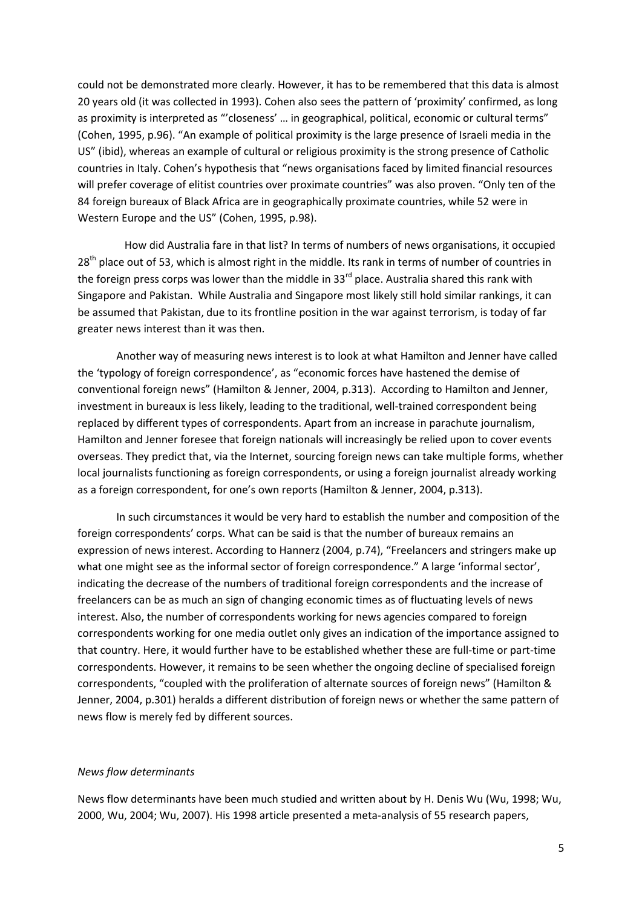could not be demonstrated more clearly. However, it has to be remembered that this data is almost 20 years old (it was collected in 1993). Cohen also sees the pattern of 'proximity' confirmed, as long as proximity is interpreted as "'closeness' … in geographical, political, economic or cultural terms" (Cohen, 1995, p.96). "An example of political proximity is the large presence of Israeli media in the US" (ibid), whereas an example of cultural or religious proximity is the strong presence of Catholic countries in Italy. Cohen's hypothesis that "news organisations faced by limited financial resources will prefer coverage of elitist countries over proximate countries" was also proven. "Only ten of the 84 foreign bureaux of Black Africa are in geographically proximate countries, while 52 were in Western Europe and the US" (Cohen, 1995, p.98).

How did Australia fare in that list? In terms of numbers of news organisations, it occupied 28th place out of 53, which is almost right in the middle. Its rank in terms of number of countries in the foreign press corps was lower than the middle in 33rd place. Australia shared this rank with Singapore and Pakistan. While Australia and Singapore most likely still hold similar rankings, it can be assumed that Pakistan, due to its frontline position in the war against terrorism, is today of far greater news interest than it was then.

Another way of measuring news interest is to look at what Hamilton and Jenner have called the 'typology of foreign correspondence', as "economic forces have hastened the demise of conventional foreign news" (Hamilton & Jenner, 2004, p.313). According to Hamilton and Jenner, investment in bureaux is less likely, leading to the traditional, well-trained correspondent being replaced by different types of correspondents. Apart from an increase in parachute journalism, Hamilton and Jenner foresee that foreign nationals will increasingly be relied upon to cover events overseas. They predict that, via the Internet, sourcing foreign news can take multiple forms, whether local journalists functioning as foreign correspondents, or using a foreign journalist already working as a foreign correspondent, for one's own reports (Hamilton & Jenner, 2004, p.313).

In such circumstances it would be very hard to establish the number and composition of the foreign correspondents' corps. What can be said is that the number of bureaux remains an expression of news interest. According to Hannerz (2004, p.74), "Freelancers and stringers make up what one might see as the informal sector of foreign correspondence." A large 'informal sector', indicating the decrease of the numbers of traditional foreign correspondents and the increase of freelancers can be as much an sign of changing economic times as of fluctuating levels of news interest. Also, the number of correspondents working for news agencies compared to foreign correspondents working for one media outlet only gives an indication of the importance assigned to that country. Here, it would further have to be established whether these are full-time or part-time correspondents. However, it remains to be seen whether the ongoing decline of specialised foreign correspondents, "coupled with the proliferation of alternate sources of foreign news" (Hamilton & Jenner, 2004, p.301) heralds a different distribution of foreign news or whether the same pattern of news flow is merely fed by different sources.

*News flow determinants*

News flow determinants have been much studied and written about by H. Denis Wu (Wu, 1998; Wu, 2000, Wu, 2004; Wu, 2007). His 1998 article presented a meta-analysis of 55 research papers,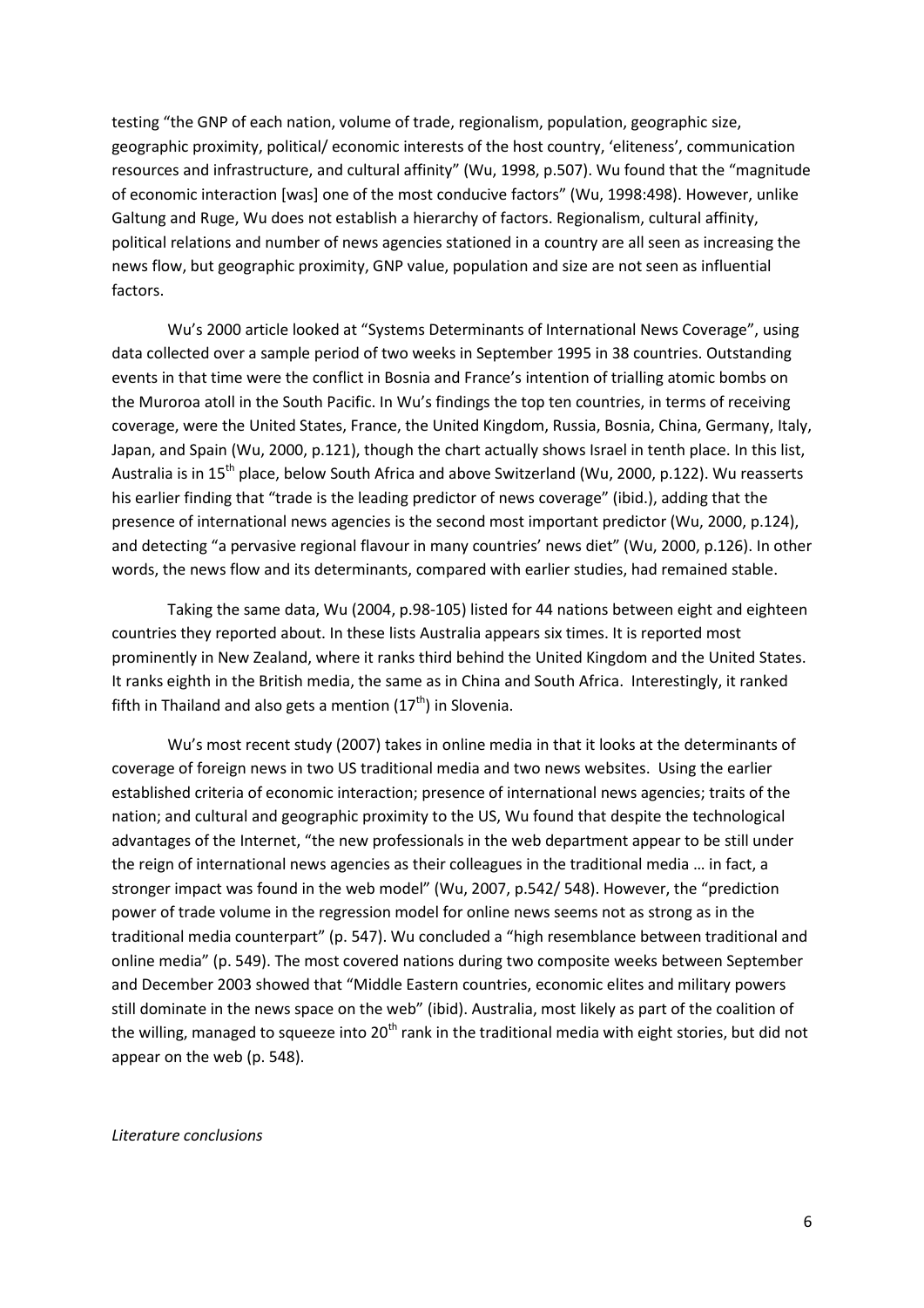testing "the GNP of each nation, volume of trade, regionalism, population, geographic size, geographic proximity, political/ economic interests of the host country, 'eliteness', communication resources and infrastructure, and cultural affinity" (Wu, 1998, p.507). Wu found that the "magnitude of economic interaction [was] one of the most conducive factors" (Wu, 1998:498). However, unlike Galtung and Ruge, Wu does not establish a hierarchy of factors. Regionalism, cultural affinity, political relations and number of news agencies stationed in a country are all seen as increasing the news flow, but geographic proximity, GNP value, population and size are not seen as influential factors.

Wu's 2000 article looked at "Systems Determinants of International News Coverage", using data collected over a sample period of two weeks in September 1995 in 38 countries. Outstanding events in that time were the conflict in Bosnia and France's intention of trialling atomic bombs on the Muroroa atoll in the South Pacific. In Wu's findings the top ten countries, in terms of receiving coverage, were the United States, France, the United Kingdom, Russia, Bosnia, China, Germany, Italy, Japan, and Spain (Wu, 2000, p.121), though the chart actually shows Israel in tenth place. In this list, Australia is in 15th place, below South Africa and above Switzerland (Wu, 2000, p.122). Wu reasserts his earlier finding that "trade is the leading predictor of news coverage" (ibid.), adding that the presence of international news agencies is the second most important predictor (Wu, 2000, p.124), and detecting "a pervasive regional flavour in many countries' news diet" (Wu, 2000, p.126). In other words, the news flow and its determinants, compared with earlier studies, had remained stable.

Taking the same data, Wu (2004, p.98-105) listed for 44 nations between eight and eighteen countries they reported about. In these lists Australia appears six times. It is reported most prominently in New Zealand, where it ranks third behind the United Kingdom and the United States. It ranks eighth in the British media, the same as in China and South Africa. Interestingly, it ranked fifth in Thailand and also gets a mention (17th) in Slovenia.

Wu's most recent study (2007) takes in online media in that it looks at the determinants of coverage of foreign news in two US traditional media and two news websites. Using the earlier established criteria of economic interaction; presence of international news agencies; traits of the nation; and cultural and geographic proximity to the US, Wu found that despite the technological advantages of the Internet, "the new professionals in the web department appear to be still under the reign of international news agencies as their colleagues in the traditional media … in fact, a stronger impact was found in the web model" (Wu, 2007, p.542/ 548). However, the "prediction power of trade volume in the regression model for online news seems not as strong as in the traditional media counterpart" (p. 547). Wu concluded a "high resemblance between traditional and online media" (p. 549). The most covered nations during two composite weeks between September and December 2003 showed that "Middle Eastern countries, economic elites and military powers still dominate in the news space on the web" (ibid). Australia, most likely as part of the coalition of the willing, managed to squeeze into 20th rank in the traditional media with eight stories, but did not appear on the web (p. 548).

*Literature conclusions*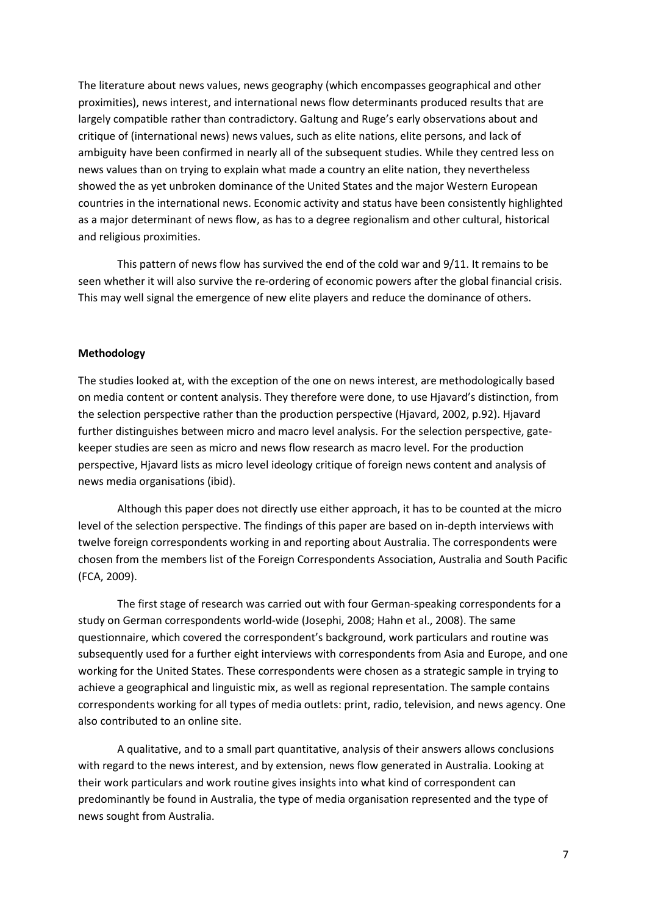The literature about news values, news geography (which encompasses geographical and other proximities), news interest, and international news flow determinants produced results that are largely compatible rather than contradictory. Galtung and Ruge's early observations about and critique of (international news) news values, such as elite nations, elite persons, and lack of ambiguity have been confirmed in nearly all of the subsequent studies. While they centred less on news values than on trying to explain what made a country an elite nation, they nevertheless showed the as yet unbroken dominance of the United States and the major Western European countries in the international news. Economic activity and status have been consistently highlighted as a major determinant of news flow, as has to a degree regionalism and other cultural, historical and religious proximities.

This pattern of news flow has survived the end of the cold war and 9/11. It remains to be seen whether it will also survive the re-ordering of economic powers after the global financial crisis. This may well signal the emergence of new elite players and reduce the dominance of others.

**Methodology**

The studies looked at, with the exception of the one on news interest, are methodologically based on media content or content analysis. They therefore were done, to use Hjavard's distinction, from the selection perspective rather than the production perspective (Hjavard, 2002, p.92). Hjavard further distinguishes between micro and macro level analysis. For the selection perspective, gate-keeper studies are seen as micro and news flow research as macro level. For the production perspective, Hjavard lists as micro level ideology critique of foreign news content and analysis of news media organisations (ibid).

Although this paper does not directly use either approach, it has to be counted at the micro level of the selection perspective. The findings of this paper are based on in-depth interviews with twelve foreign correspondents working in and reporting about Australia. The correspondents were chosen from the members list of the Foreign Correspondents Association, Australia and South Pacific (FCA, 2009).

The first stage of research was carried out with four German-speaking correspondents for a study on German correspondents world-wide (Josephi, 2008; Hahn et al., 2008). The same questionnaire, which covered the correspondent's background, work particulars and routine was subsequently used for a further eight interviews with correspondents from Asia and Europe, and one working for the United States. These correspondents were chosen as a strategic sample in trying to achieve a geographical and linguistic mix, as well as regional representation. The sample contains correspondents working for all types of media outlets: print, radio, television, and news agency. One also contributed to an online site.

A qualitative, and to a small part quantitative, analysis of their answers allows conclusions with regard to the news interest, and by extension, news flow generated in Australia. Looking at their work particulars and work routine gives insights into what kind of correspondent can predominantly be found in Australia, the type of media organisation represented and the type of news sought from Australia.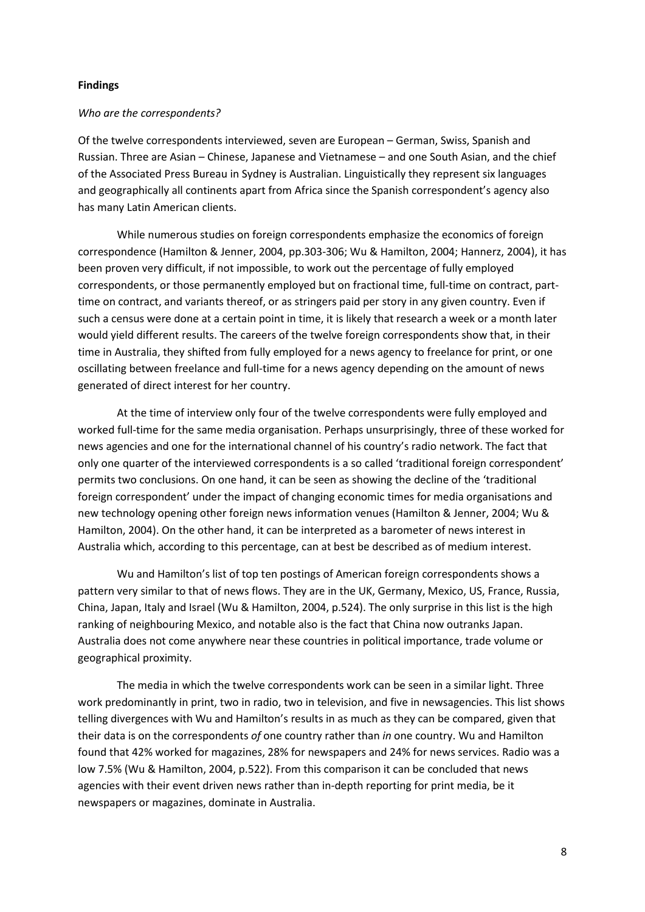**Findings**

*Who are the correspondents?*

Of the twelve correspondents interviewed, seven are European – German, Swiss, Spanish and Russian. Three are Asian – Chinese, Japanese and Vietnamese – and one South Asian, and the chief of the Associated Press Bureau in Sydney is Australian. Linguistically they represent six languages and geographically all continents apart from Africa since the Spanish correspondent's agency also has many Latin American clients.

While numerous studies on foreign correspondents emphasize the economics of foreign correspondence (Hamilton & Jenner, 2004, pp.303-306; Wu & Hamilton, 2004; Hannerz, 2004), it has been proven very difficult, if not impossible, to work out the percentage of fully employed correspondents, or those permanently employed but on fractional time, full-time on contract, part-time on contract, and variants thereof, or as stringers paid per story in any given country. Even if such a census were done at a certain point in time, it is likely that research a week or a month later would yield different results. The careers of the twelve foreign correspondents show that, in their time in Australia, they shifted from fully employed for a news agency to freelance for print, or one oscillating between freelance and full-time for a news agency depending on the amount of news generated of direct interest for her country.

At the time of interview only four of the twelve correspondents were fully employed and worked full-time for the same media organisation. Perhaps unsurprisingly, three of these worked for news agencies and one for the international channel of his country's radio network. The fact that only one quarter of the interviewed correspondents is a so called 'traditional foreign correspondent' permits two conclusions. On one hand, it can be as showing the decline of the 'traditional foreign correspondent' under the impact of changing economic times for media organisations and new technology opening other foreign news information venues (Hamilton & Jenner, 2004; Wu & Hamilton, 2004). On the other hand, it can be interpreted as a barometer of news interest in Australia which, according to this percentage, can at best be described as of medium interest.

Wu and Hamilton's list of top ten postings of American foreign correspondents shows a pattern very similar to that of news flows. They are in the UK, Germany, Mexico, US, France, Russia, China, Japan, Italy and Israel (Wu & Hamilton, 2004, p.524). The only surprise in this list is the high ranking of neighbouring Mexico, and notable also is the fact that China now outranks Japan. Australia does not come anywhere near these countries in political importance, trade volume or geographical proximity.

The media in which the twelve correspondents work can be seen in a similar light. Three work predominantly in print, two in radio, two in television, and five in newsagencies. This list shows telling divergences with Wu and Hamilton's results in as much as they can be compared, given that their data is on the correspondents *of* one country rather than *in* one country. Wu and Hamilton found that 42% worked for magazines, 28% for newspapers and 24% for news services. Radio was a low 7.5% (Wu & Hamilton, 2004, p.522). From this comparison it can be concluded that news agencies with their event driven news rather than in-depth reporting for print media, be it newspapers or magazines, dominate in Australia.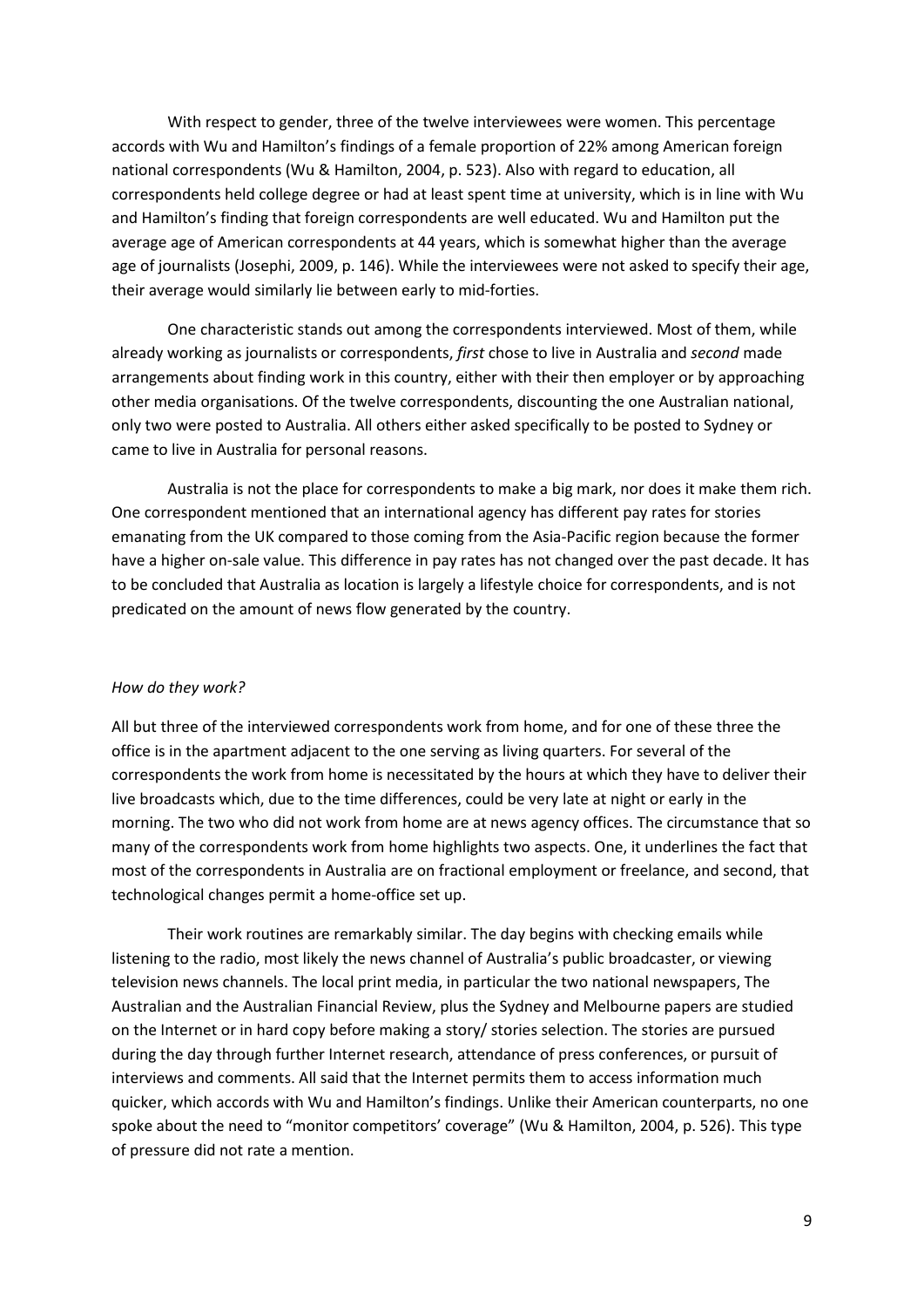With respect to gender, three of the twelve interviewees were women. This percentage accords with Wu and Hamilton's findings of a female proportion of 22% among American foreign national correspondents (Wu & Hamilton, 2004, p. 523). Also with regard to education, all correspondents held college degree or had at least spent time at university, which is in line with Wu and Hamilton's finding that foreign correspondents are well educated. Wu and Hamilton put the average age of American correspondents at 44 years, which is somewhat higher than the average age of journalists (Josephi, 2009, p. 146). While the interviewees were not asked to specify their age, their average would similarly lie between early to mid-forties.

One characteristic stands out among the correspondents interviewed. Most of them, while already working as journalists or correspondents, *first* chose to live in Australia and *second* made arrangements about finding work in this country, either with their then employer or by approaching other media organisations. Of the twelve correspondents, discounting the one Australian national, only two were posted to Australia. All others either asked specifically to be posted to Sydney or came to live in Australia for personal reasons.

Australia is not the place for correspondents to make a big mark, nor does it make them rich. One correspondent mentioned that an international agency has different pay rates for stories emanating from the UK compared to those coming from the Asia-Pacific region because the former have a higher on-sale value. This difference in pay rates has not changed over the past decade. It has to be concluded that Australia as location is largely a lifestyle choice for correspondents, and is not predicated on the amount of news flow generated by the country.

*How do they work?*

All but three of the interviewed correspondents work from home, and for one of these three the office is in the apartment adjacent to the one serving as living quarters. For several of the correspondents the work from home is necessitated by the hours at which they have to deliver their live broadcasts which, due to the time differences, could be very late at night or early in the morning. The two who did not work from home are at news agency offices. The circumstance that so many of the correspondents work from home highlights two aspects. One, it underlines the fact that most of the correspondents in Australia are on fractional employment or freelance, and second, that technological changes permit a home-office set up.

Their work routines are remarkably similar. The day begins with checking emails while listening to the radio, most likely the news channel of Australia's public broadcaster, or viewing television news channels. The local print media, in particular the two national newspapers, The Australian and the Australian Financial Review, plus the Sydney and Melbourne papers are studied on the Internet or in hard copy before making a story/ stories selection. The stories are pursued during the day through further Internet research, attendance of press conferences, or pursuit of interviews and comments. All said that the Internet permits them to access information much quicker, which accords with Wu and Hamilton's findings. Unlike their American counterparts, no one spoke about the need to "monitor competitors' coverage" (Wu & Hamilton, 2004, p. 526). This type of pressure did not rate a mention.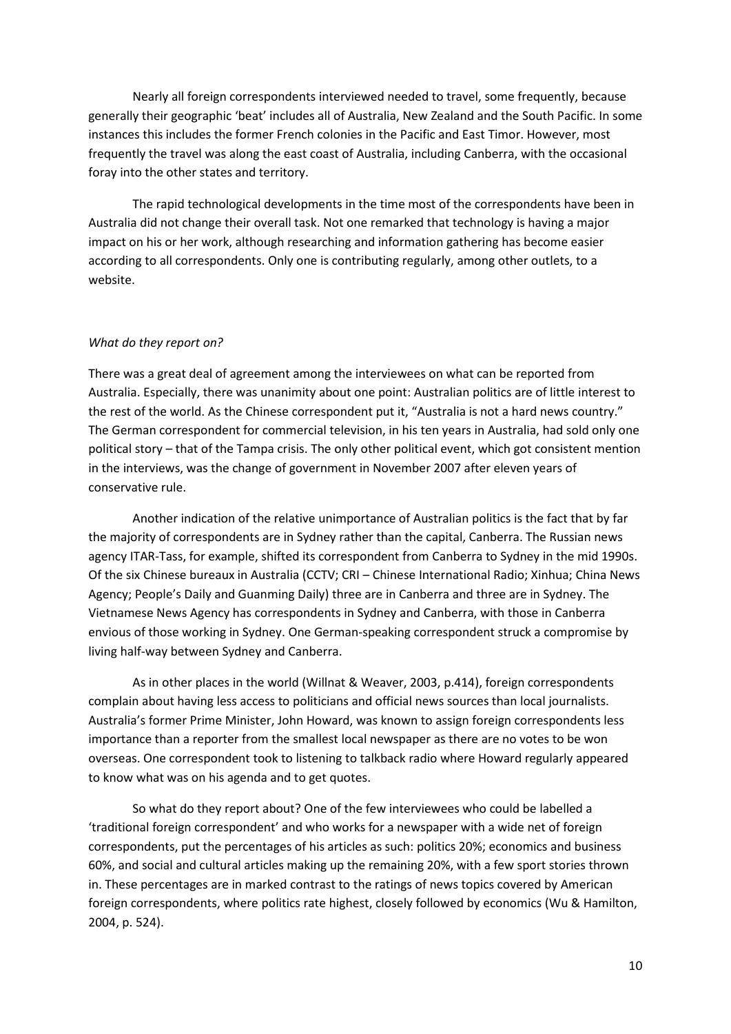Nearly all foreign correspondents interviewed needed to travel, some frequently, because generally their geographic 'beat' includes all of Australia, New Zealand and the South Pacific. In some instances this includes the former French colonies in the Pacific and East Timor. However, most frequently the travel was along the east coast of Australia, including Canberra, with the occasional foray into the other states and territory.

The rapid technological developments in the time most of the correspondents have been in Australia did not change their overall task. Not one remarked that technology is having a major impact on his or her work, although researching and information gathering has become easier according to all correspondents. Only one is contributing regularly, among other outlets, to a website.

*What do they report on?*

There was a great deal of agreement among the interviewees on what can be reported from Australia. Especially, there was unanimity about one point: Australian politics are of little interest to the rest of the world. As the Chinese correspondent put it, "Australia is not a hard news country." The German correspondent for commercial television, in his ten years in Australia, had sold only one political story – that of the Tampa crisis. The only other political event, which got consistent mention in the interviews, was the change of government in November 2007 after eleven years of conservative rule.

Another indication of the relative unimportance of Australian politics is the fact that by far the majority of correspondents are in Sydney rather than the capital, Canberra. The Russian news agency ITAR-Tass, for example, shifted its correspondent from Canberra to Sydney in the mid 1990s. Of the six Chinese bureaux in Australia (CCTV; CRI – Chinese International Radio; Xinhua; China News Agency; People's Daily and Guanming Daily) three are in Canberra and three are in Sydney. The Vietnamese News Agency has correspondents in Sydney and Canberra, with those in Canberra envious of those working in Sydney. One German-speaking correspondent struck a compromise by living half-way between Sydney and Canberra.

As in other places in the world (Willnat & Weaver, 2003, p.414), foreign correspondents complain about having less access to politicians and official news sources than local journalists. Australia's former Prime Minister, John Howard, was known to assign foreign correspondents less importance than a reporter from the smallest local newspaper as there are no votes to be won overseas. One correspondent took to listening to talkback radio where Howard regularly appeared to know what was on his agenda and to get quotes.

So what do they report about? One of the few interviewees who could be labelled a 'traditional foreign correspondent' and who works for a newspaper with a wide net of foreign correspondents, put the percentages of his articles as such: politics 20%; economics and business 60%, and social and cultural articles making up the remaining 20%, with a few sport stories thrown in. These percentages are in marked contrast to the ratings of news topics covered by American foreign correspondents, where politics rate highest, closely followed by economics (Wu & Hamilton, 2004, p. 524).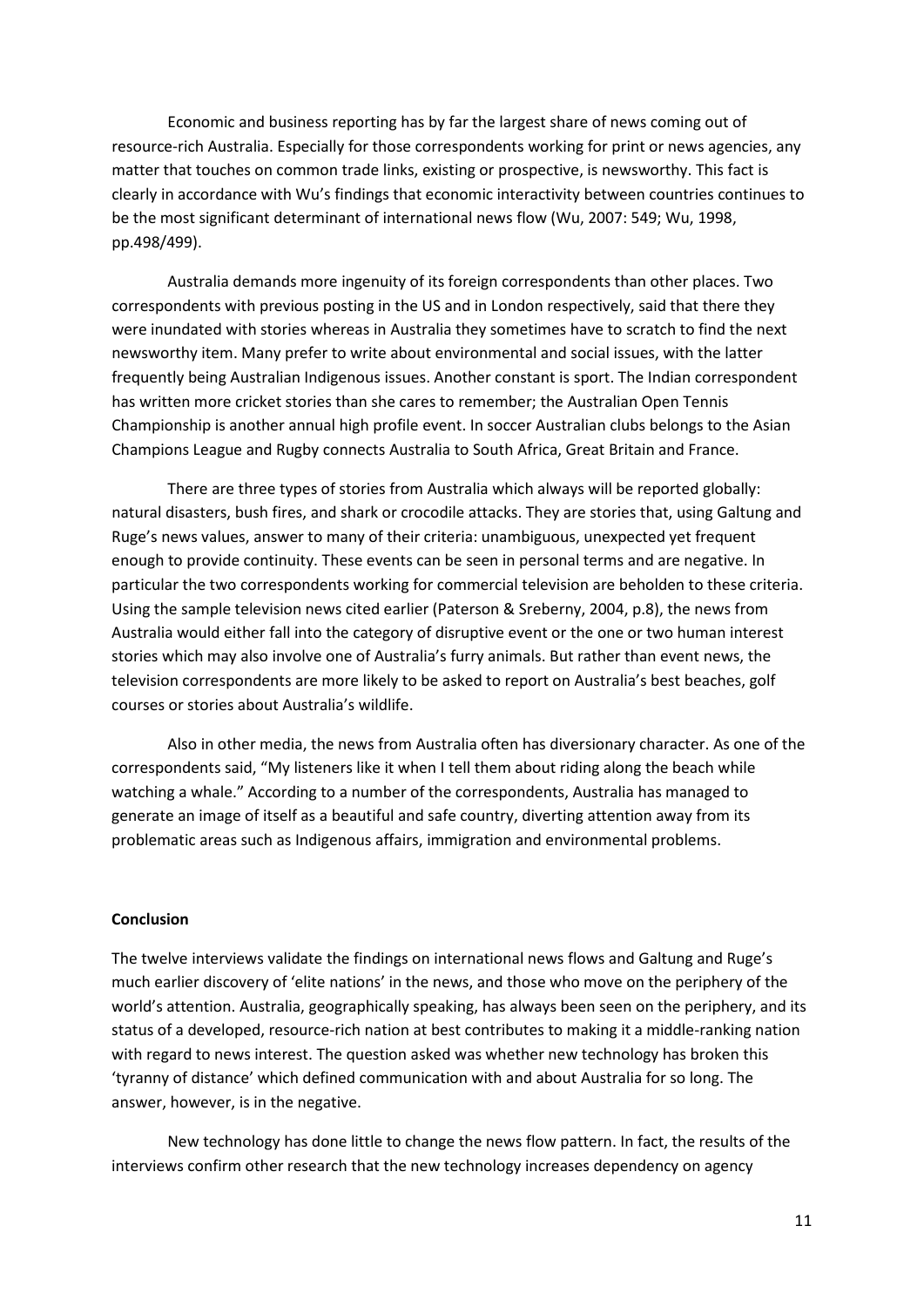Economic and business reporting has by far the largest share of news coming out of resource-rich Australia. Especially for those correspondents working for print or news agencies, any matter that touches on common trade links, existing or prospective, is newsworthy. This fact is clearly in accordance with Wu's findings that economic interactivity between countries continues to be the most significant determinant of international news flow (Wu, 2007: 549; Wu, 1998, pp.498/499).

Australia demands more ingenuity of its foreign correspondents than other places. Two correspondents with previous posting in the US and in London respectively, said that there they were inundated with stories whereas in Australia they sometimes have to scratch to find the next newsworthy item. Many prefer to write about environmental and social issues, with the latter frequently being Australian Indigenous issues. Another constant is sport. The Indian correspondent has written more cricket stories than she cares to remember; the Australian Open Tennis Championship is another annual high profile event. In soccer Australian clubs belongs to the Asian Champions League and Rugby connects Australia to South Africa, Great Britain and France.

There are three types of stories from Australia which always will be reported globally: natural disasters, bush fires, and shark or crocodile attacks. They are stories that, using Galtung and Ruge's news values, answer to many of their criteria: unambiguous, unexpected yet frequent enough to provide continuity. These events can be seen in personal terms and are negative. In particular the two correspondents working for commercial television are beholden to these criteria. Using the sample television news cited earlier (Paterson & Sreberny, 2004, p.8), the news from Australia would either fall into the category of disruptive event or the one or two human interest stories which may also involve one of Australia's furry animals. But rather than event news, the television correspondents are more likely to be asked to report on Australia's best beaches, golf courses or stories about Australia's wildlife.

Also in other media, the news from Australia often has diversionary character. As one of the correspondents said, "My listeners like it when I tell them about riding along the beach while watching a whale." According to a number of the correspondents, Australia has managed to generate an image of itself as a beautiful and safe country, diverting attention away from its problematic areas such as Indigenous affairs, immigration and environmental problems.

## Conclusion

The twelve interviews validate the findings on international news flows and Galtung and Ruge's much earlier discovery of 'elite nations' in the news, and those who move on the periphery of the world's attention. Australia, geographically speaking, has always been seen on the periphery, and its status of a developed, resource-rich nation at best contributes to making it a middle-ranking nation with regard to news interest. The question asked was whether new technology has broken this 'tyranny of distance' which defined communication with and about Australia for so long. The answer, however, is in the negative.

New technology has done little to change the news flow pattern. In fact, the results of the interviews confirm other research that the new technology increases dependency on agency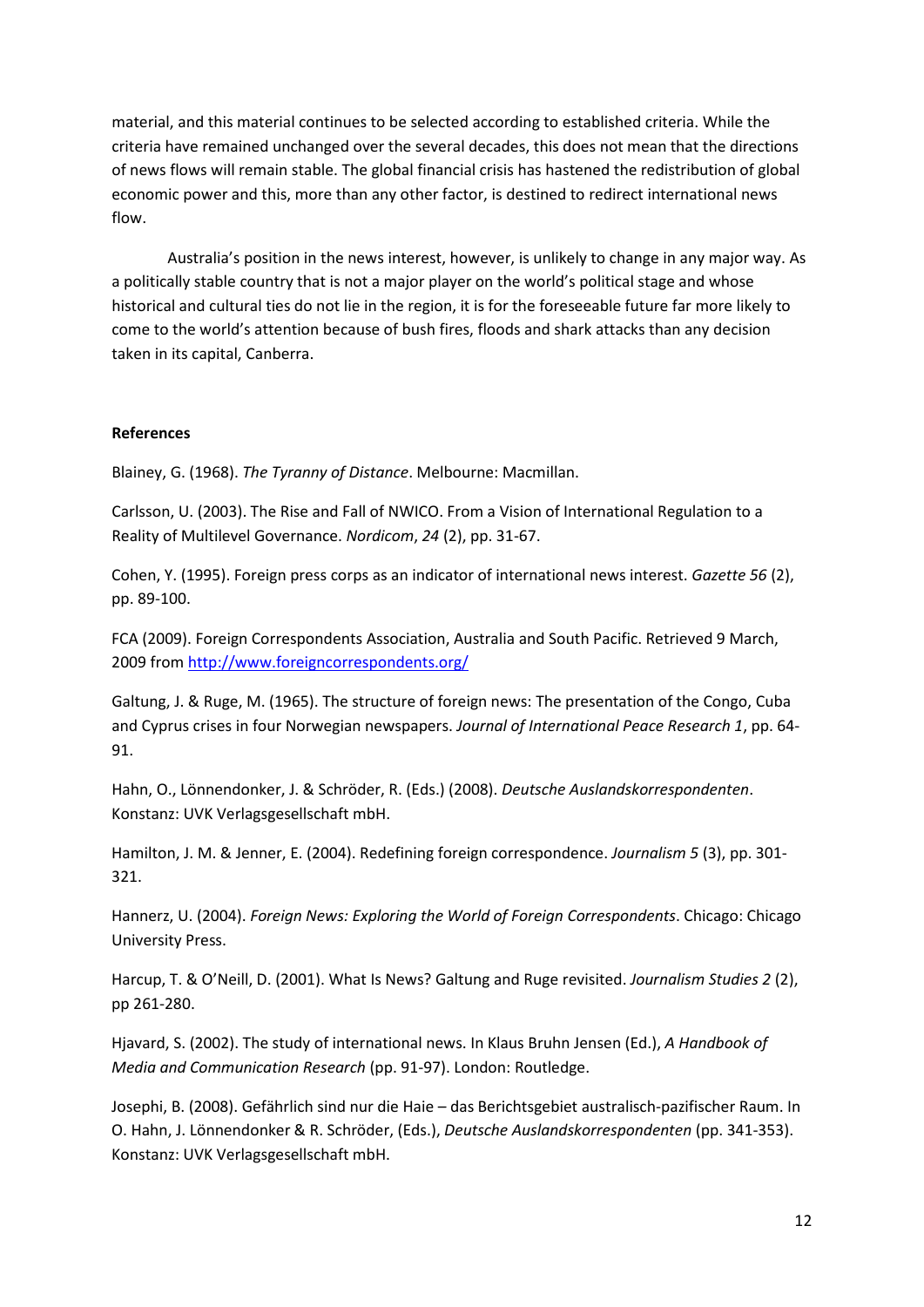material, and this material continues to be selected according to established criteria. While the criteria have remained unchanged over the several decades, this does not mean that the directions of news flows will remain stable. The global financial crisis has hastened the redistribution of global economic power and this, more than any other factor, is destined to redirect international news flow.

Australia's position in the news interest, however, is unlikely to change in any major way. As a politically stable country that is not a major player on the world's political stage and whose historical and cultural ties do not lie in the region, it is for the foreseeable future far more likely to come to the world's attention because of bush fires, floods and shark attacks than any decision taken in its capital, Canberra.

**References**

Blainey, G. (1968). *The Tyranny of Distance*. Melbourne: Macmillan.

Carlsson, U. (2003). The Rise and Fall of NWICO. From a Vision of International Regulation to a Reality of Multilevel Governance. *Nordicom*, *24* (2), pp. 31-67.

Cohen, Y. (1995). Foreign press corps as an indicator of international news interest. *Gazette 56* (2), pp. 89-100.

FCA (2009). Foreign Correspondents Association, Australia and South Pacific. Retrieved 9 March, 2009 from [http://www.foreigncorrespondents.org/](http://www.foreigncorrespondents.org/)

Galtung, J. & Ruge, M. (1965). The structure of foreign news: The presentation of the Congo, Cuba and Cyprus crises in four Norwegian newspapers. *Journal of International Peace Research 1*, pp. 64-91.

Hahn, O., Lönnendonker, J. & Schröder, R. (Eds.) (2008). *Deutsche Auslandskorrespondenten*. Konstanz: UVK Verlagsgesellschaft mbH.

Hamilton, J. M. & Jenner, E. (2004). Redefining foreign correspondence. *Journalism 5* (3), pp. 301-321.

Hannerz, U. (2004). *Foreign News: Exploring the World of Foreign Correspondents*. Chicago: Chicago University Press.

Harcup, T. & O'Neill, D. (2001). What Is News? Galtung and Ruge revisited. *Journalism Studies 2* (2), pp 261-280.

Hjavard, S. (2002). The study of international news. In Klaus Bruhn Jensen (Ed.), *A Handbook of Media and Communication Research* (pp. 91-97). London: Routledge.

Josephi, B. (2008). Gefährlich sind nur die Haie – das Berichtsgebiet australisch-pazifischer Raum. In O. Hahn, J. Lönnendonker & R. Schröder, (Eds.), *Deutsche Auslandskorrespondenten* (pp. 341-353). Konstanz: UVK Verlagsgesellschaft mbH.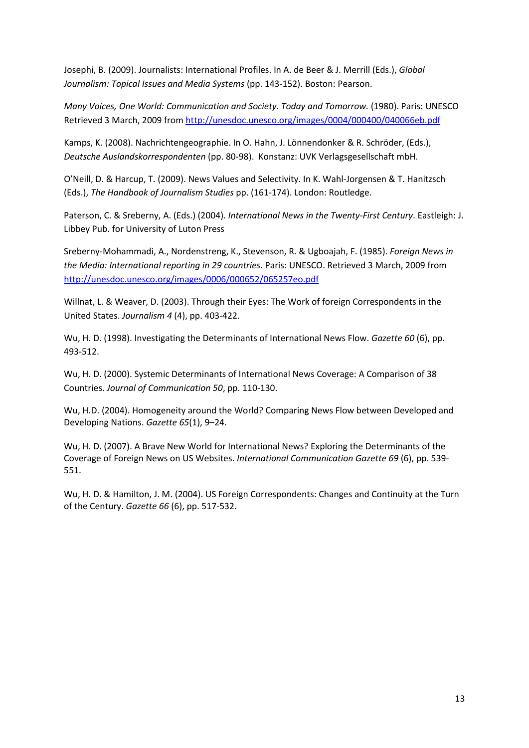Josephi, B. (2009). Journalists: International Profiles. In A. de Beer & J. Merrill (Eds.), *Global Journalism: Topical Issues and Media Systems* (pp. 143-152). Boston: Pearson.

*Many Voices, One World: Communication and Society. Today and Tomorrow.* (1980). Paris: UNESCO Retrieved 3 March, 2009 from http://unesdoc.unesco.org/images/0004/000400/040066eb.pdf

Kamps, K. (2008). Nachrichtengeographie. In O. Hahn, J. Lönnendonker & R. Schröder, (Eds.), *Deutsche Auslandskorrespondenten* (pp. 80-98). Konstanz: UVK Verlagsgesellschaft mbH.

O'Neill, D. & Harcup, T. (2009). News Values and Selectivity. In K. Wahl-Jorgensen & T. Hanitzsch (Eds.), *The Handbook of Journalism Studies* pp. (161-174). London: Routledge.

Paterson, C. & Sreberny, A. (Eds.) (2004). *International News in the Twenty-First Century*. Eastleigh: J. Libbey Pub. for University of Luton Press

Sreberny-Mohammadi, A., Nordenstreng, K., Stevenson, R. & Ugboajah, F. (1985). *Foreign News in the Media: International reporting in 29 countries*. Paris: UNESCO. Retrieved 3 March, 2009 from http://unesdoc.unesco.org/images/0006/000652/065257eo.pdf

Willnat, L. & Weaver, D. (2003). Through their Eyes: The Work of foreign Correspondents in the United States. *Journalism 4* (4), pp. 403-422.

Wu, H. D. (1998). Investigating the Determinants of International News Flow. *Gazette 60* (6), pp. 493-512.

Wu, H. D. (2000). Systemic Determinants of International News Coverage: A Comparison of 38 Countries. *Journal of Communication 50*, pp. 110-130.

Wu, H.D. (2004). Homogeneity around the World? Comparing News Flow between Developed and Developing Nations. *Gazette 65*(1), 9–24.

Wu, H. D. (2007). A Brave New World for International News? Exploring the Determinants of the Coverage of Foreign News on US Websites. *International Communication Gazette 69* (6), pp. 539-551.

Wu, H. D. & Hamilton, J. M. (2004). US Foreign Correspondents: Changes and Continuity at the Turn of the Century. *Gazette 66* (6), pp. 517-532.